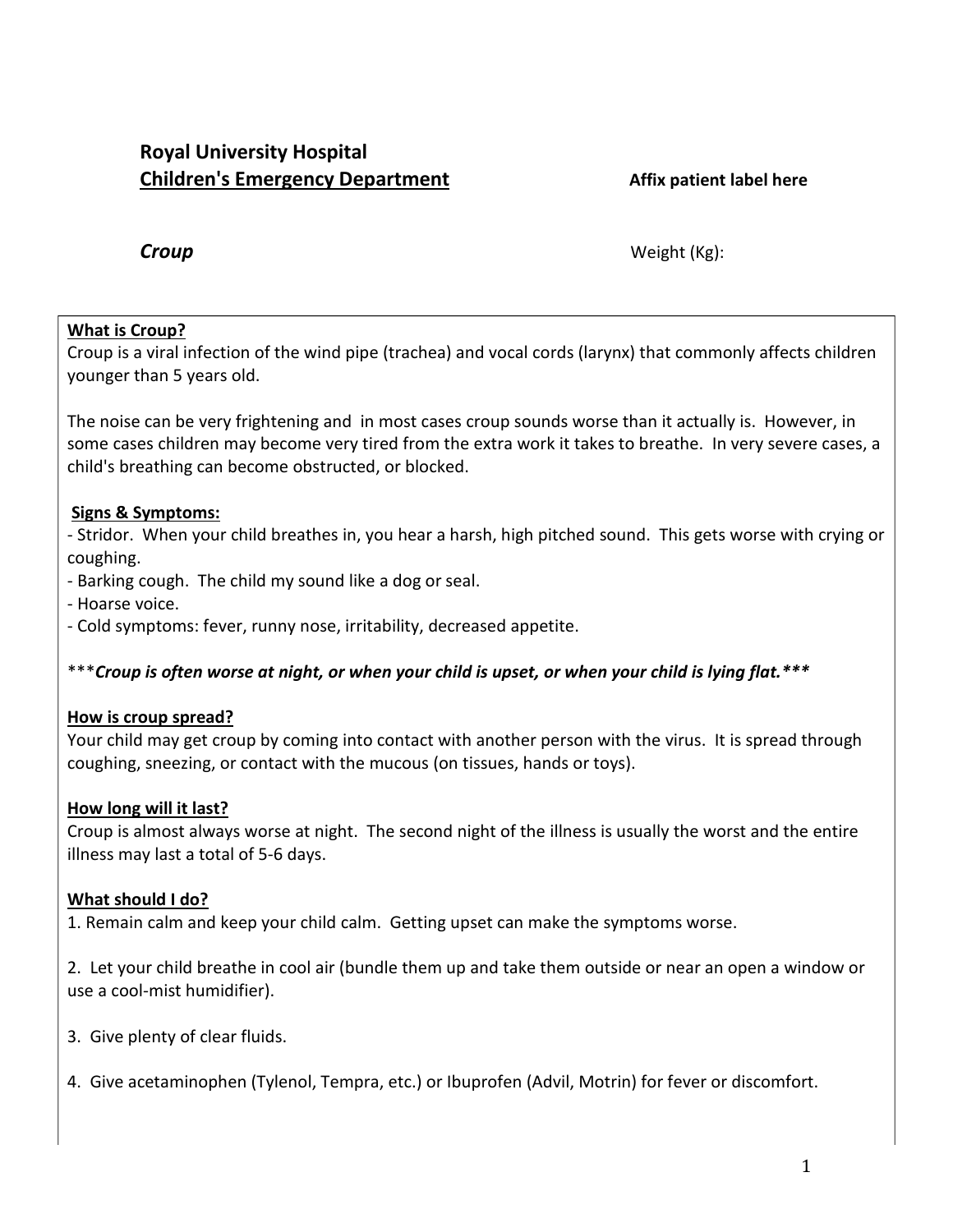# Royal University Hospital
## Children's Emergency Department

**Affix patient label here**

***Croup***

Weight (Kg):

**What is Croup?**

Croup is a viral infection of the wind pipe (trachea) and vocal cords (larynx) that commonly affects children younger than 5 years old.

The noise can be very frightening and in most cases croup sounds worse than it actually is. However, in some cases children may become very tired from the extra work it takes to breathe. In very severe cases, a child's breathing can become obstructed, or blocked.

**Signs & Symptoms:**

- Stridor. When your child breathes in, you hear a harsh, high pitched sound. This gets worse with crying or coughing.
- Barking cough. The child my sound like a dog or seal.
- Hoarse voice.
- Cold symptoms: fever, runny nose, irritability, decreased appetite.

****Croup is often worse at night, or when your child is upset, or when your child is lying flat.****

**How is croup spread?**

Your child may get croup by coming into contact with another person with the virus. It is spread through coughing, sneezing, or contact with the mucous (on tissues, hands or toys).

**How long will it last?**

Croup is almost always worse at night. The second night of the illness is usually the worst and the entire illness may last a total of 5-6 days.

**What should I do?**

1. Remain calm and keep your child calm. Getting upset can make the symptoms worse.

2. Let your child breathe in cool air (bundle them up and take them outside or near an open a window or use a cool-mist humidifier).

3. Give plenty of clear fluids.

4. Give acetaminophen (Tylenol, Tempra, etc.) or Ibuprofen (Advil, Motrin) for fever or discomfort.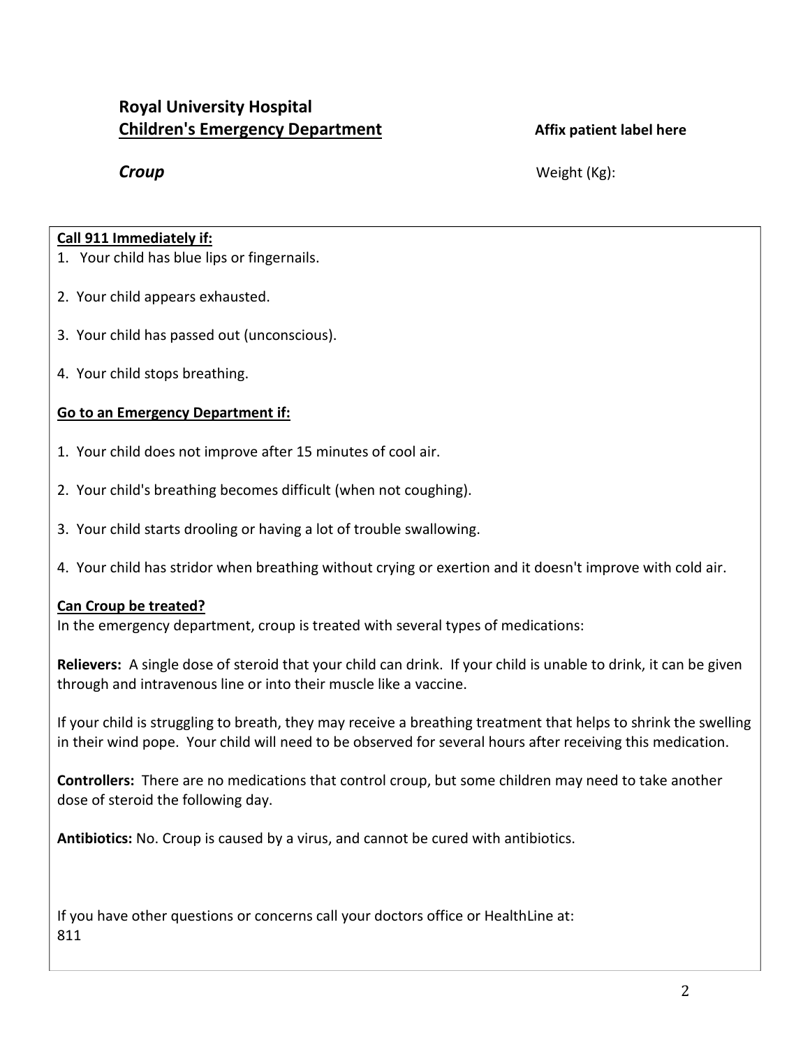**Royal University Hospital**
**Children's Emergency Department**

**Affix patient label here**

***Croup***

Weight (Kg):

**Call 911 Immediately if:**

1. Your child has blue lips or fingernails.
2. Your child appears exhausted.
3. Your child has passed out (unconscious).
4. Your child stops breathing.

**Go to an Emergency Department if:**

1. Your child does not improve after 15 minutes of cool air.
2. Your child's breathing becomes difficult (when not coughing).
3. Your child starts drooling or having a lot of trouble swallowing.
4. Your child has stridor when breathing without crying or exertion and it doesn't improve with cold air.

**Can Croup be treated?**
In the emergency department, croup is treated with several types of medications:

**Relievers:** A single dose of steroid that your child can drink. If your child is unable to drink, it can be given through and intravenous line or into their muscle like a vaccine.

If your child is struggling to breath, they may receive a breathing treatment that helps to shrink the swelling in their wind pope. Your child will need to be observed for several hours after receiving this medication.

**Controllers:** There are no medications that control croup, but some children may need to take another dose of steroid the following day.

**Antibiotics:** No. Croup is caused by a virus, and cannot be cured with antibiotics.

If you have other questions or concerns call your doctors office or HealthLine at:
811